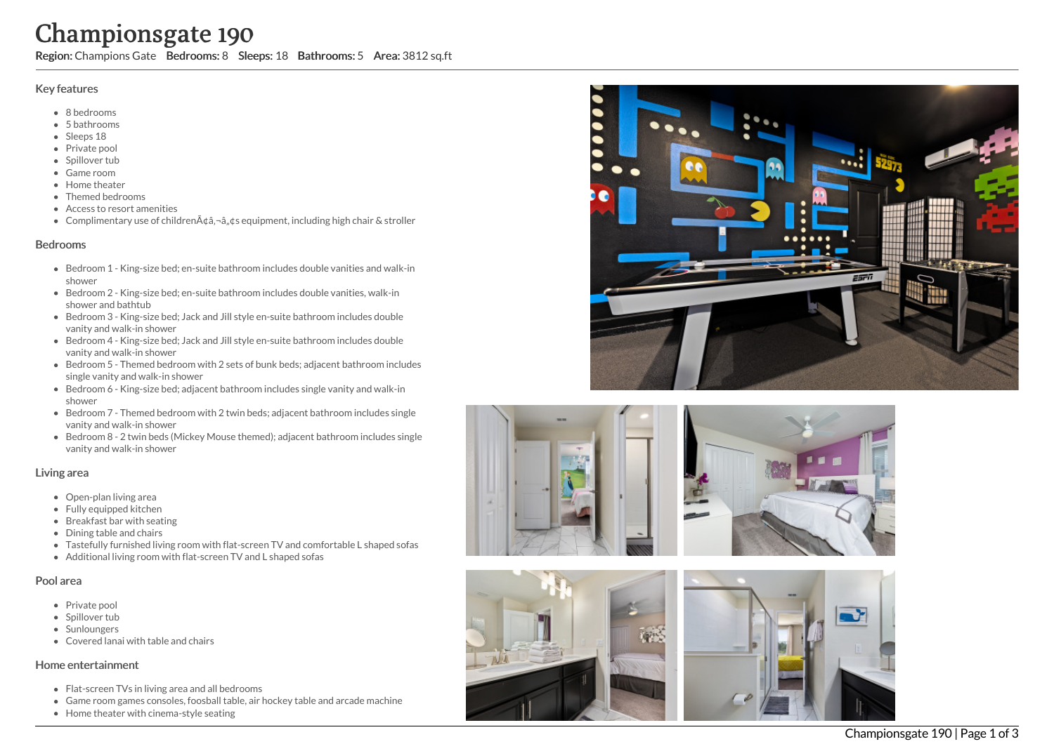# Championsgate 190

**Region:** Champions Gate **Bedrooms:** 8 **Sleeps:** 18 **Bathrooms:** 5 **Area:** 3812 sq.ft

## Key features

- 8 bedrooms
- 5 bathrooms
- Sleeps 18
- Private pool
- Spillover tub
- Game room
- Home theater
- Themed bedrooms
- Access to resort amenities
- Complimentary use of childrenÃ¢â‚¬â„¢s equipment, including high chair & stroller

## Bedrooms

- Bedroom 1 - King-size bed; en-suite bathroom includes double vanities and walk-in shower
- Bedroom 2 - King-size bed; en-suite bathroom includes double vanities, walk-in shower and bathtub
- Bedroom 3 - King-size bed; Jack and Jill style en-suite bathroom includes double vanity and walk-in shower
- Bedroom 4 - King-size bed; Jack and Jill style en-suite bathroom includes double vanity and walk-in shower
- Bedroom 5 - Themed bedroom with 2 sets of bunk beds; adjacent bathroom includes single vanity and walk-in shower
- Bedroom 6 - King-size bed; adjacent bathroom includes single vanity and walk-in shower
- Bedroom 7 - Themed bedroom with 2 twin beds; adjacent bathroom includes single vanity and walk-in shower
- Bedroom 8 - 2 twin beds (Mickey Mouse themed); adjacent bathroom includes single vanity and walk-in shower

## Living area

- Open-plan living area
- Fully equipped kitchen
- Breakfast bar with seating
- Dining table and chairs
- Tastefully furnished living room with flat-screen TV and comfortable L shaped sofas
- Additional living room with flat-screen TV and L shaped sofas

## Pool area

- Private pool
- Spillover tub
- Sunloungers
- Covered lanai with table and chairs

## Home entertainment

- Flat-screen TVs in living area and all bedrooms
- Game room games consoles, foosball table, air hockey table and arcade machine
- Home theater with cinema-style seating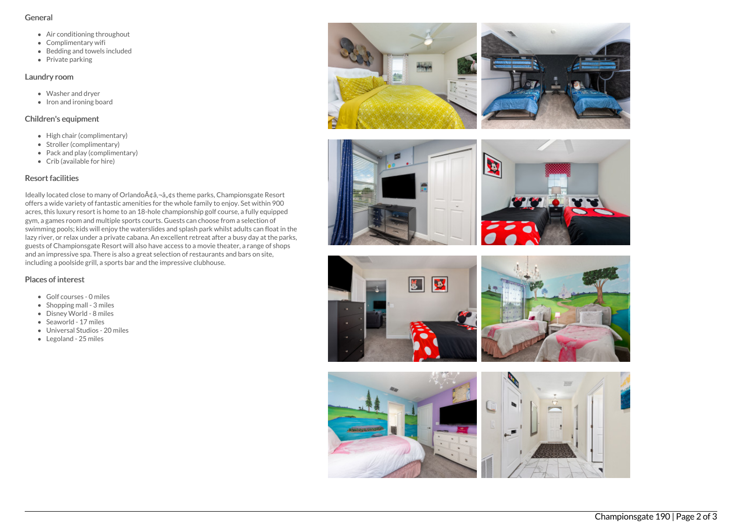## General

- Air conditioning throughout
- Complimentary wifi
- Bedding and towels included
- Private parking

## Laundry room

- Washer and dryer
- Iron and ironing board

## Children's equipment

- High chair (complimentary)
- Stroller (complimentary)
- Pack and play (complimentary)
- Crib (available for hire)

## Resort facilities

Ideally located close to many of OrlandoÃ¢â‚¬â„¢s theme parks, Championsgate Resort offers a wide variety of fantastic amenities for the whole family to enjoy. Set within 900 acres, this luxury resort is home to an 18-hole championship golf course, a fully equipped gym, a games room and multiple sports courts. Guests can choose from a selection of swimming pools; kids will enjoy the waterslides and splash park whilst adults can float in the lazy river, or relax under a private cabana. An excellent retreat after a busy day at the parks, guests of Championsgate Resort will also have access to a movie theater, a range of shops and an impressive spa. There is also a great selection of restaurants and bars on site, including a poolside grill, a sports bar and the impressive clubhouse.

## Places of interest

- Golf courses - 0 miles
- Shopping mall - 3 miles
- Disney World - 8 miles
- Seaworld - 17 miles
- Universal Studios - 20 miles
- Legoland - 25 miles